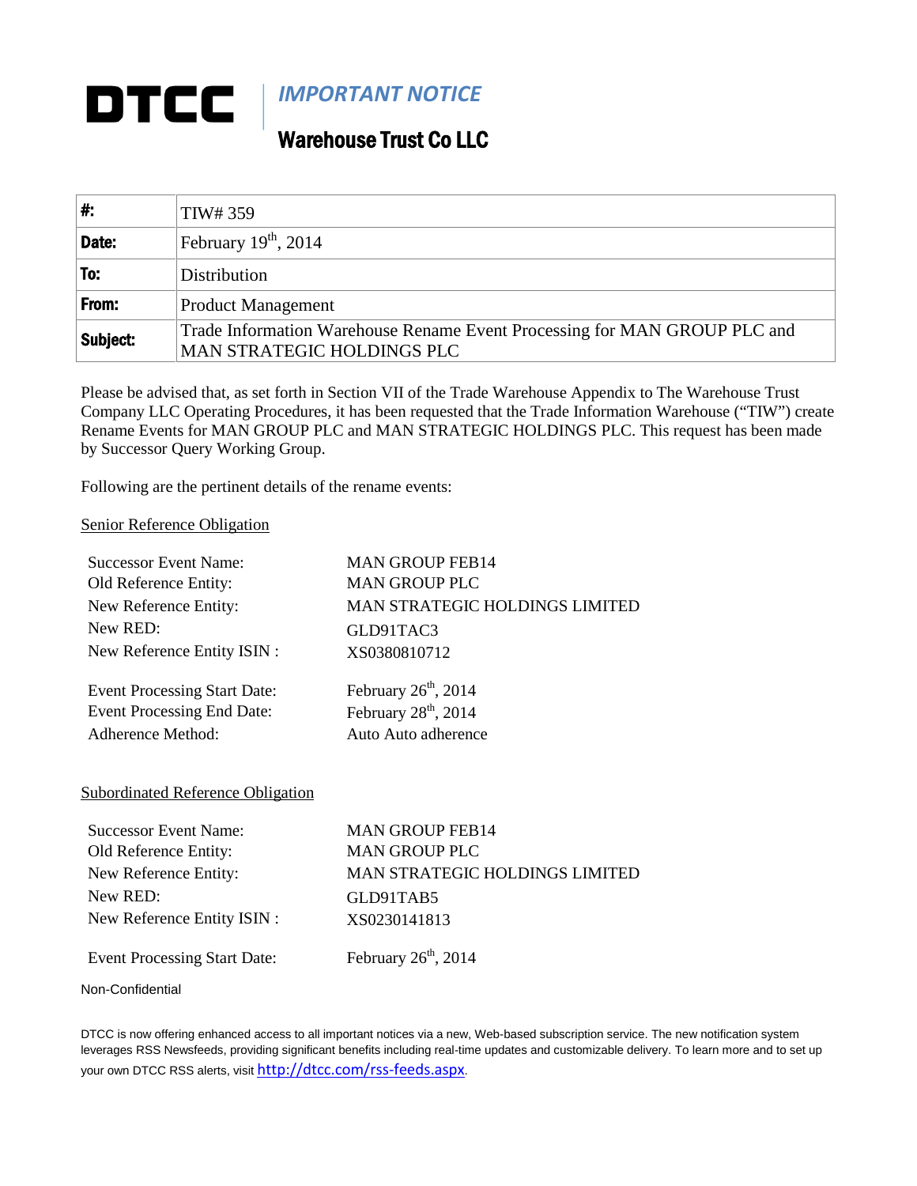# DTCC

## *IMPORTANT NOTICE*

## Warehouse Trust Co LLC

| **#:** | TIW# 359 |
|---|---|
| **Date:** | February 19th, 2014 |
| **To:** | Distribution |
| **From:** | Product Management |
| **Subject:** | Trade Information Warehouse Rename Event Processing for MAN GROUP PLC and MAN STRATEGIC HOLDINGS PLC |

Please be advised that, as set forth in Section VII of the Trade Warehouse Appendix to The Warehouse Trust Company LLC Operating Procedures, it has been requested that the Trade Information Warehouse ("TIW") create Rename Events for MAN GROUP PLC and MAN STRATEGIC HOLDINGS PLC. This request has been made by Successor Query Working Group.

Following are the pertinent details of the rename events:

Senior Reference Obligation

Successor Event Name: MAN GROUP FEB14
Old Reference Entity: MAN GROUP PLC
New Reference Entity: MAN STRATEGIC HOLDINGS LIMITED
New RED: GLD91TAC3
New Reference Entity ISIN : XS0380810712

Event Processing Start Date: February 26th, 2014
Event Processing End Date: February 28th, 2014
Adherence Method: Auto Auto adherence

Subordinated Reference Obligation

Successor Event Name: MAN GROUP FEB14
Old Reference Entity: MAN GROUP PLC
New Reference Entity: MAN STRATEGIC HOLDINGS LIMITED
New RED: GLD91TAB5
New Reference Entity ISIN : XS0230141813

Event Processing Start Date: February 26th, 2014

Non-Confidential

DTCC is now offering enhanced access to all important notices via a new, Web-based subscription service. The new notification system leverages RSS Newsfeeds, providing significant benefits including real-time updates and customizable delivery. To learn more and to set up your own DTCC RSS alerts, visit http://dtcc.com/rss-feeds.aspx.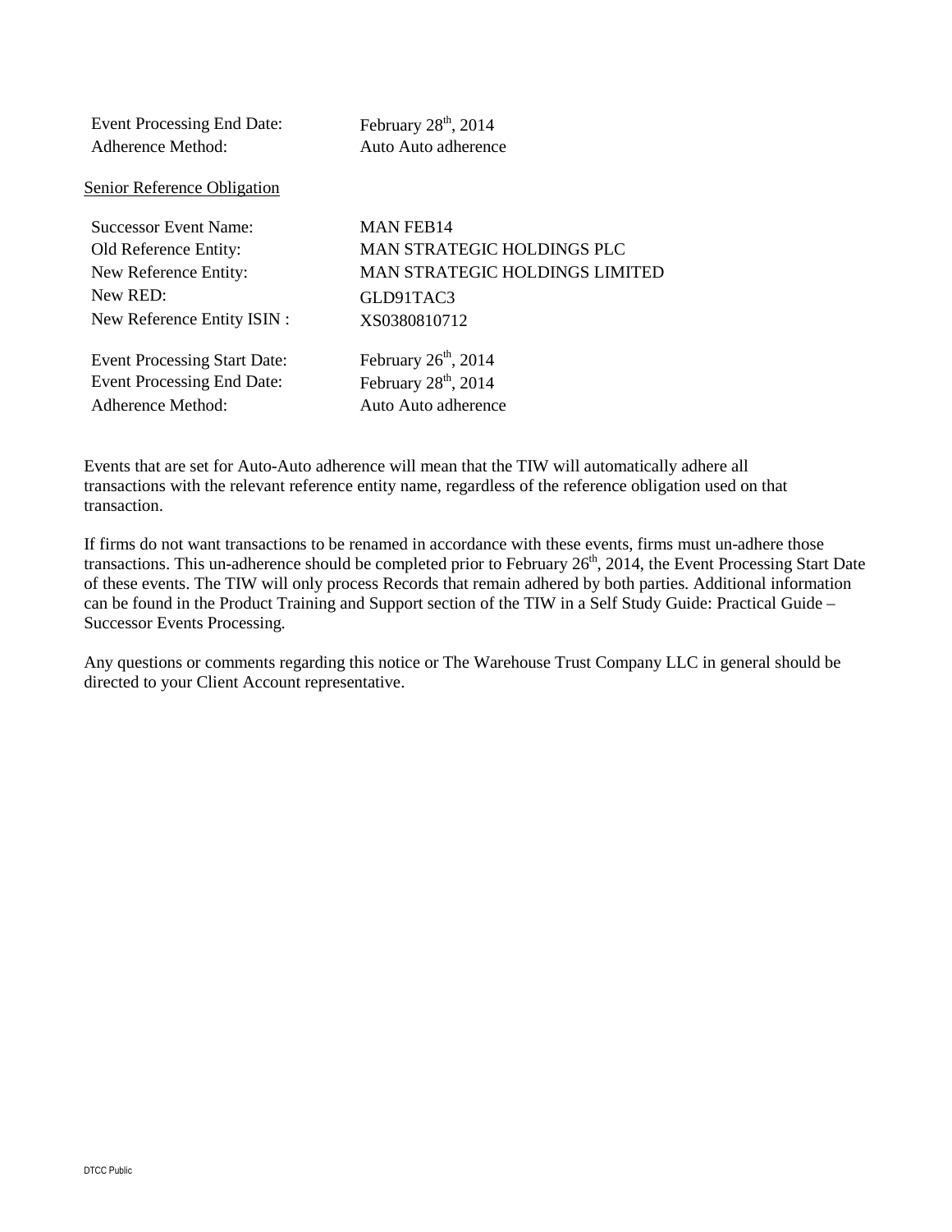| | |
|---|---|
| Event Processing End Date: | February 28th, 2014 |
| Adherence Method: | Auto Auto adherence |

Senior Reference Obligation

| | |
|---|---|
| Successor Event Name: | MAN FEB14 |
| Old Reference Entity: | MAN STRATEGIC HOLDINGS PLC |
| New Reference Entity: | MAN STRATEGIC HOLDINGS LIMITED |
| New RED: | GLD91TAC3 |
| New Reference Entity ISIN : | XS0380810712 |
| Event Processing Start Date: | February 26th, 2014 |
| Event Processing End Date: | February 28th, 2014 |
| Adherence Method: | Auto Auto adherence |

Events that are set for Auto-Auto adherence will mean that the TIW will automatically adhere all transactions with the relevant reference entity name, regardless of the reference obligation used on that transaction.

If firms do not want transactions to be renamed in accordance with these events, firms must un-adhere those transactions. This un-adherence should be completed prior to February 26th, 2014, the Event Processing Start Date of these events. The TIW will only process Records that remain adhered by both parties. Additional information can be found in the Product Training and Support section of the TIW in a Self Study Guide: Practical Guide – Successor Events Processing.

Any questions or comments regarding this notice or The Warehouse Trust Company LLC in general should be directed to your Client Account representative.